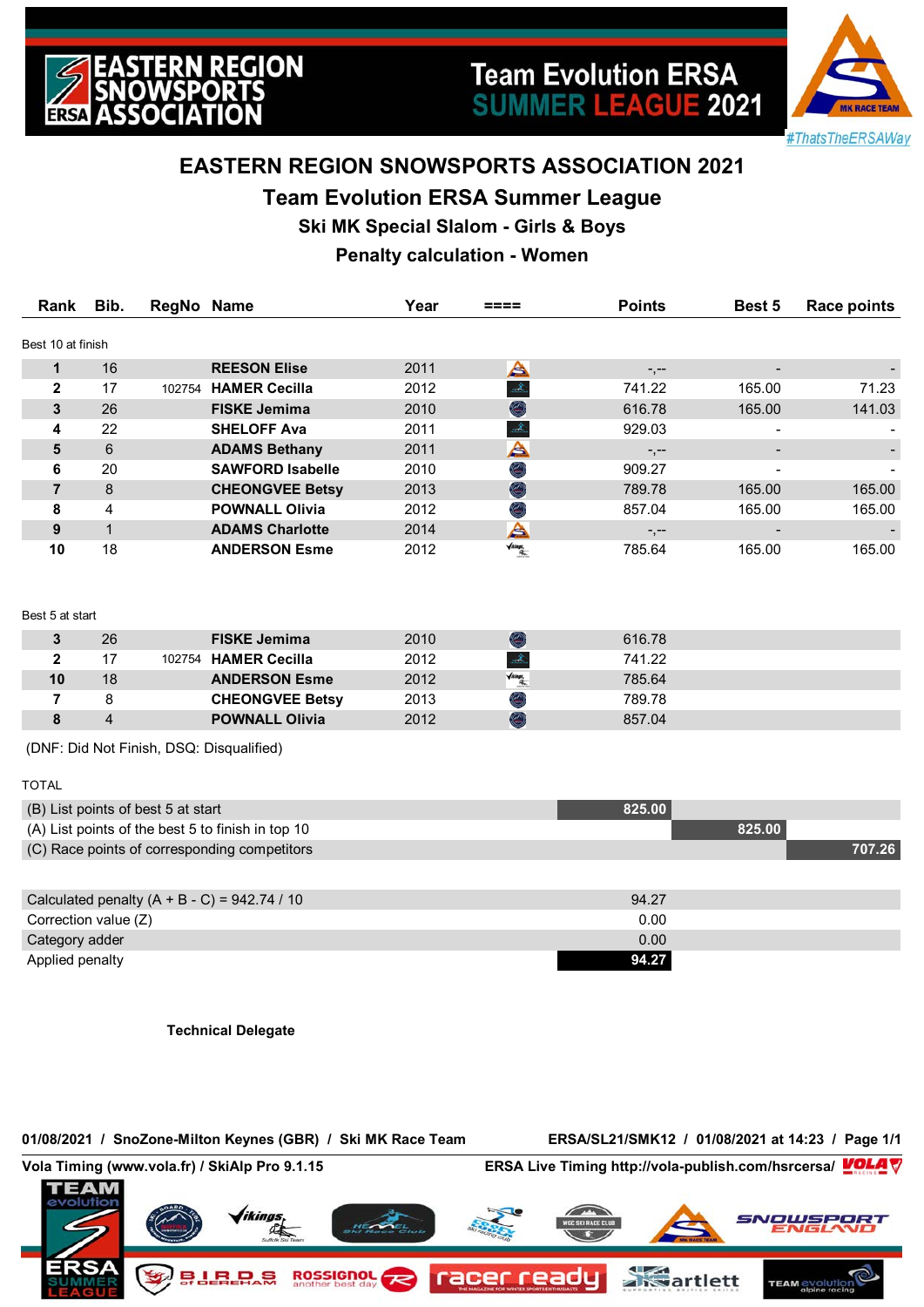# EASTERN REGION SNOWSPORTS ASSOCIATION 2021

## Team Evolution ERSA Summer League

### Ski MK Special Slalom - Girls & Boys

### Penalty calculation - Women

Best 10 at finish

| Rank | Bib. | RegNo | Name | Year | ==== | Points | Best 5 | Race points |
|---|---|---|---|---|---|---|---|---|
| 1 | 16 | | REESON Elise | 2011 | | -,-- | - | - |
| 2 | 17 | 102754 | HAMER Cecilla | 2012 | | 741.22 | 165.00 | 71.23 |
| 3 | 26 | | FISKE Jemima | 2010 | | 616.78 | 165.00 | 141.03 |
| 4 | 22 | | SHELOFF Ava | 2011 | | 929.03 | - | - |
| 5 | 6 | | ADAMS Bethany | 2011 | | -,-- | - | - |
| 6 | 20 | | SAWFORD Isabelle | 2010 | | 909.27 | - | - |
| 7 | 8 | | CHEONGVEE Betsy | 2013 | | 789.78 | 165.00 | 165.00 |
| 8 | 4 | | POWNALL Olivia | 2012 | | 857.04 | 165.00 | 165.00 |
| 9 | 1 | | ADAMS Charlotte | 2014 | | -,-- | - | - |
| 10 | 18 | | ANDERSON Esme | 2012 | | 785.64 | 165.00 | 165.00 |

Best 5 at start

| Rank | Bib. | RegNo | Name | Year | ==== | Points |
|---|---|---|---|---|---|---|
| 3 | 26 | | FISKE Jemima | 2010 | | 616.78 |
| 2 | 17 | 102754 | HAMER Cecilla | 2012 | | 741.22 |
| 10 | 18 | | ANDERSON Esme | 2012 | | 785.64 |
| 7 | 8 | | CHEONGVEE Betsy | 2013 | | 789.78 |
| 8 | 4 | | POWNALL Olivia | 2012 | | 857.04 |

(DNF: Did Not Finish, DSQ: Disqualified)

TOTAL

| | | | |
|---|---|---|---|
| (B) List points of best 5 at start | 825.00 | | |
| (A) List points of the best 5 to finish in top 10 | | 825.00 | |
| (C) Race points of corresponding competitors | | | 707.26 |

| | |
|---|---|
| Calculated penalty (A + B - C) = 942.74 / 10 | 94.27 |
| Correction value (Z) | 0.00 |
| Category adder | 0.00 |
| Applied penalty | **94.27** |

**Technical Delegate**

**01/08/2021 / SnoZone-Milton Keynes (GBR) / Ski MK Race Team** **ERSA/SL21/SMK12 / 01/08/2021 at 14:23**

**Vola Timing (www.vola.fr) / SkiAlp Pro 9.1.15** **ERSA Live Timing http://vola-publish.com/hsrcersa/**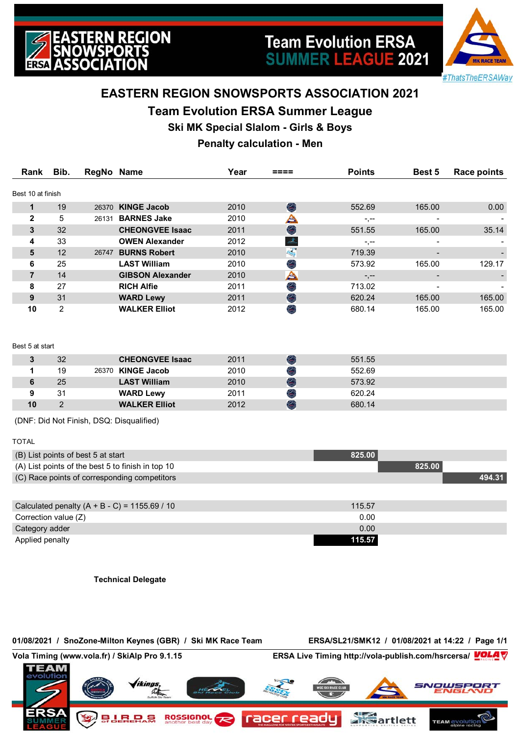# EASTERN REGION SNOWSPORTS ASSOCIATION 2021

## Team Evolution ERSA Summer League

### Ski MK Special Slalom - Girls & Boys

### Penalty calculation - Men

Best 10 at finish

| Rank | Bib. | RegNo | Name | Year | ==== | Points | Best 5 | Race points |
|---|---|---|---|---|---|---|---|---|
| 1 | 19 | 26370 | **KINGE Jacob** | 2010 | | 552.69 | 165.00 | 0.00 |
| 2 | 5 | 26131 | **BARNES Jake** | 2010 | | -,-- | - | - |
| 3 | 32 | | **CHEONGVEE Isaac** | 2011 | | 551.55 | 165.00 | 35.14 |
| 4 | 33 | | **OWEN Alexander** | 2012 | | -,-- | - | - |
| 5 | 12 | 26747 | **BURNS Robert** | 2010 | | 719.39 | - | - |
| 6 | 25 | | **LAST William** | 2010 | | 573.92 | 165.00 | 129.17 |
| 7 | 14 | | **GIBSON Alexander** | 2010 | | -,-- | - | - |
| 8 | 27 | | **RICH Alfie** | 2011 | | 713.02 | - | - |
| 9 | 31 | | **WARD Lewy** | 2011 | | 620.24 | 165.00 | 165.00 |
| 10 | 2 | | **WALKER Elliot** | 2012 | | 680.14 | 165.00 | 165.00 |

Best 5 at start

| Rank | Bib. | RegNo | Name | Year | ==== | Points |
|---|---|---|---|---|---|---|
| 3 | 32 | | **CHEONGVEE Isaac** | 2011 | | 551.55 |
| 1 | 19 | 26370 | **KINGE Jacob** | 2010 | | 552.69 |
| 6 | 25 | | **LAST William** | 2010 | | 573.92 |
| 9 | 31 | | **WARD Lewy** | 2011 | | 620.24 |
| 10 | 2 | | **WALKER Elliot** | 2012 | | 680.14 |

(DNF: Did Not Finish, DSQ: Disqualified)

TOTAL

| | | | |
|---|---|---|---|
| (B) List points of best 5 at start | 825.00 | | |
| (A) List points of the best 5 to finish in top 10 | | 825.00 | |
| (C) Race points of corresponding competitors | | | 494.31 |

| | |
|---|---|
| Calculated penalty (A + B - C) = 1155.69 / 10 | 115.57 |
| Correction value (Z) | 0.00 |
| Category adder | 0.00 |
| Applied penalty | **115.57** |

**Technical Delegate**

**01/08/2021 / SnoZone-Milton Keynes (GBR) / Ski MK Race Team** **ERSA/SL21/SMK12 / 01/08/2021 at 14:22**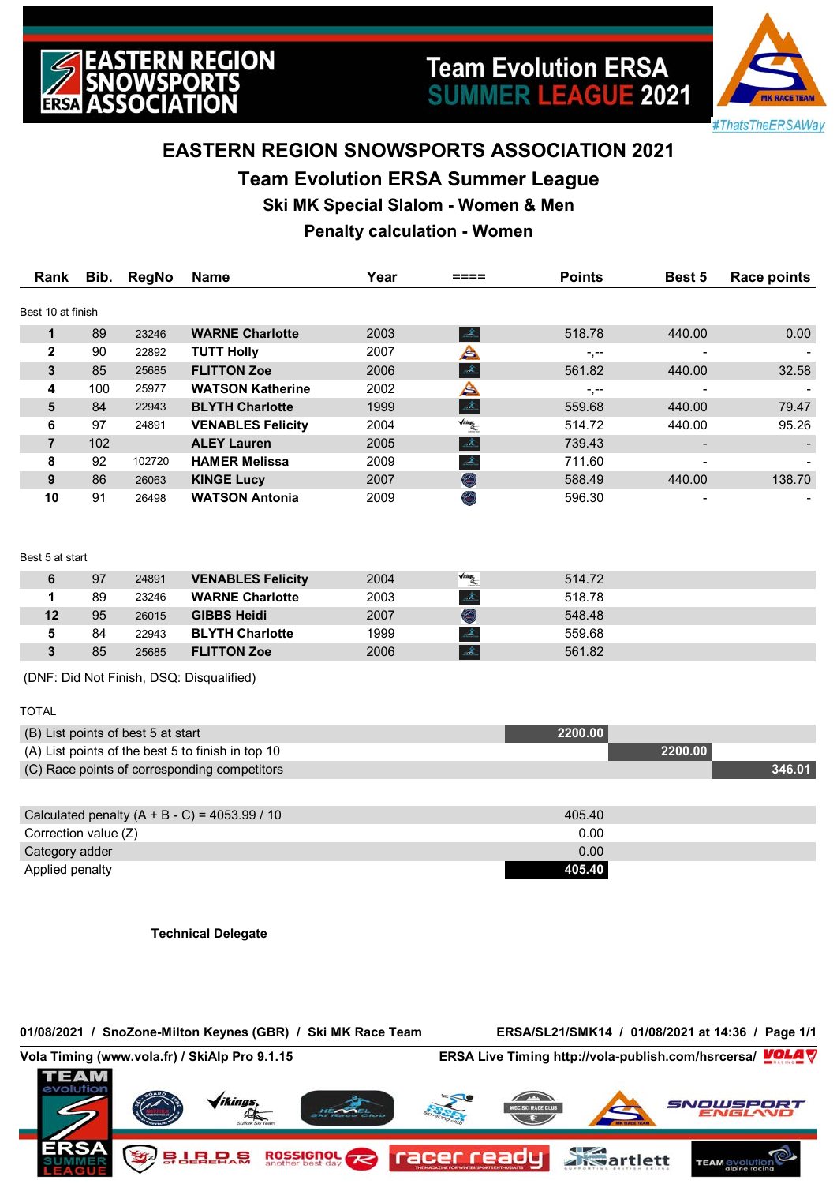# EASTERN REGION SNOWSPORTS ASSOCIATION 2021

## Team Evolution ERSA Summer League

### Ski MK Special Slalom - Women & Men

### Penalty calculation - Women

Best 10 at finish

| Rank | Bib. | RegNo | Name | Year | ==== | Points | Best 5 | Race points |
|---|---|---|---|---|---|---|---|---|
| 1 | 89 | 23246 | **WARNE Charlotte** | 2003 | | 518.78 | 440.00 | 0.00 |
| 2 | 90 | 22892 | **TUTT Holly** | 2007 | | -,-- | - | - |
| 3 | 85 | 25685 | **FLITTON Zoe** | 2006 | | 561.82 | 440.00 | 32.58 |
| 4 | 100 | 25977 | **WATSON Katherine** | 2002 | | -,-- | - | - |
| 5 | 84 | 22943 | **BLYTH Charlotte** | 1999 | | 559.68 | 440.00 | 79.47 |
| 6 | 97 | 24891 | **VENABLES Felicity** | 2004 | | 514.72 | 440.00 | 95.26 |
| 7 | 102 | | **ALEY Lauren** | 2005 | | 739.43 | - | - |
| 8 | 92 | 102720 | **HAMER Melissa** | 2009 | | 711.60 | - | - |
| 9 | 86 | 26063 | **KINGE Lucy** | 2007 | | 588.49 | 440.00 | 138.70 |
| 10 | 91 | 26498 | **WATSON Antonia** | 2009 | | 596.30 | - | - |

Best 5 at start

| Rank | Bib. | RegNo | Name | Year | ==== | Points |
|---|---|---|---|---|---|---|
| 6 | 97 | 24891 | **VENABLES Felicity** | 2004 | | 514.72 |
| 1 | 89 | 23246 | **WARNE Charlotte** | 2003 | | 518.78 |
| 12 | 95 | 26015 | **GIBBS Heidi** | 2007 | | 548.48 |
| 5 | 84 | 22943 | **BLYTH Charlotte** | 1999 | | 559.68 |
| 3 | 85 | 25685 | **FLITTON Zoe** | 2006 | | 561.82 |

(DNF: Did Not Finish, DSQ: Disqualified)

TOTAL

| | | | |
|---|---|---|---|
| (B) List points of best 5 at start | **2200.00** | | |
| (A) List points of the best 5 to finish in top 10 | | **2200.00** | |
| (C) Race points of corresponding competitors | | | **346.01** |

| | |
|---|---|
| Calculated penalty (A + B - C) = 4053.99 / 10 | 405.40 |
| Correction value (Z) | 0.00 |
| Category adder | 0.00 |
| Applied penalty | **405.40** |

**Technical Delegate**

**01/08/2021 / SnoZone-Milton Keynes (GBR) / Ski MK Race Team** **ERSA/SL21/SMK14 / 01/08/2021 at 14:36**

**Vola Timing (www.vola.fr) / SkiAlp Pro 9.1.15** **ERSA Live Timing http://vola-publish.com/hsrcersa/**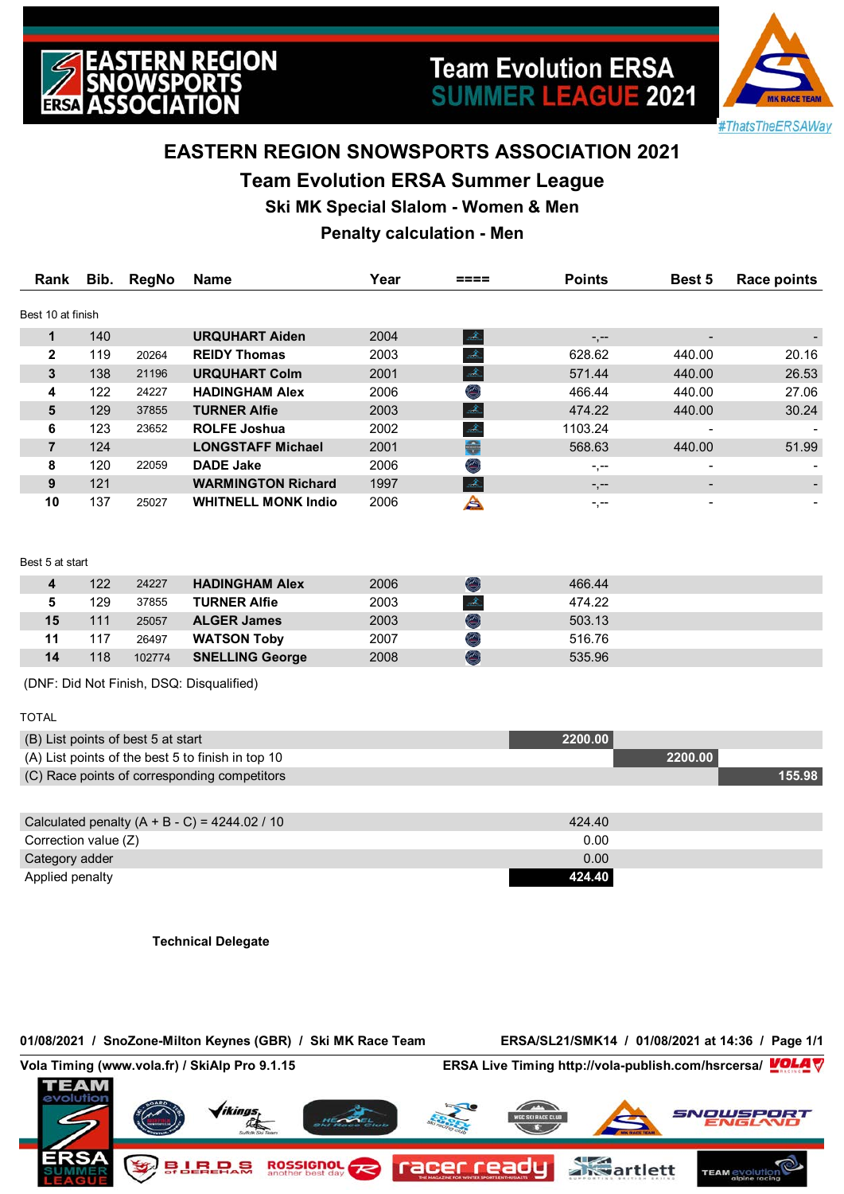# EASTERN REGION SNOWSPORTS ASSOCIATION 2021

## Team Evolution ERSA Summer League

### Ski MK Special Slalom - Women & Men

### Penalty calculation - Men

| Rank | Bib. | RegNo | Name | Year | ==== | Points | Best 5 | Race points |
|---|---|---|---|---|---|---|---|---|
| Best 10 at finish | | | | | | | | |
| 1 | 140 | | URQUHART Aiden | 2004 | | -,-- | - | - |
| 2 | 119 | 20264 | REIDY Thomas | 2003 | | 628.62 | 440.00 | 20.16 |
| 3 | 138 | 21196 | URQUHART Colm | 2001 | | 571.44 | 440.00 | 26.53 |
| 4 | 122 | 24227 | HADINGHAM Alex | 2006 | | 466.44 | 440.00 | 27.06 |
| 5 | 129 | 37855 | TURNER Alfie | 2003 | | 474.22 | 440.00 | 30.24 |
| 6 | 123 | 23652 | ROLFE Joshua | 2002 | | 1103.24 | - | - |
| 7 | 124 | | LONGSTAFF Michael | 2001 | | 568.63 | 440.00 | 51.99 |
| 8 | 120 | 22059 | DADE Jake | 2006 | | -,-- | - | - |
| 9 | 121 | | WARMINGTON Richard | 1997 | | -,-- | - | - |
| 10 | 137 | 25027 | WHITNELL MONK Indio | 2006 | | -,-- | - | - |
| Best 5 at start | | | | | | | | |
| 4 | 122 | 24227 | HADINGHAM Alex | 2006 | | 466.44 | | |
| 5 | 129 | 37855 | TURNER Alfie | 2003 | | 474.22 | | |
| 15 | 111 | 25057 | ALGER James | 2003 | | 503.13 | | |
| 11 | 117 | 26497 | WATSON Toby | 2007 | | 516.76 | | |
| 14 | 118 | 102774 | SNELLING George | 2008 | | 535.96 | | |

(DNF: Did Not Finish, DSQ: Disqualified)

TOTAL

| | | | |
|---|---|---|---|
| (B) List points of best 5 at start | 2200.00 | | |
| (A) List points of the best 5 to finish in top 10 | | 2200.00 | |
| (C) Race points of corresponding competitors | | | 155.98 |

| | |
|---|---|
| Calculated penalty (A + B - C) = 4244.02 / 10 | 424.40 |
| Correction value (Z) | 0.00 |
| Category adder | 0.00 |
| Applied penalty | **424.40** |

**Technical Delegate**

**01/08/2021 / SnoZone-Milton Keynes (GBR) / Ski MK Race Team** — **ERSA/SL21/SMK14 / 01/08/2021 at 14:36 / Page 1/1**

**Vola Timing (www.vola.fr) / SkiAlp Pro 9.1.15** — **ERSA Live Timing http://vola-publish.com/hsrcersa/**